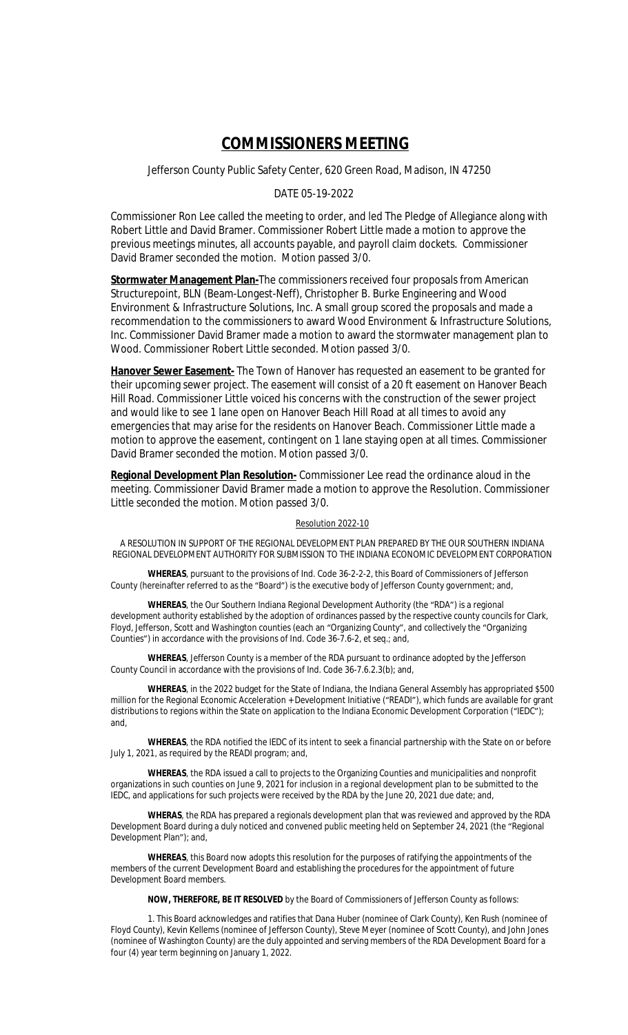# COMMISSIONERS MEETING

Jefferson County Public Safety Center, 620 Green Road, Madison, IN 47250

DATE 05-19-2022

Commissioner Ron Lee called the meeting to order, and led The Pledge of Allegiance along with Robert Little and David Bramer. Commissioner Robert Little made a motion to approve the previous meetings minutes, all accounts payable, and payroll claim dockets. Commissioner David Bramer seconded the motion. Motion passed 3/0.

**Stormwater Management Plan-**The commissioners received four proposals from American Structurepoint, BLN (Beam-Longest-Neff), Christopher B. Burke Engineering and Wood Environment & Infrastructure Solutions, Inc. A small group scored the proposals and made a recommendation to the commissioners to award Wood Environment & Infrastructure Solutions, Inc. Commissioner David Bramer made a motion to award the stormwater management plan to Wood. Commissioner Robert Little seconded. Motion passed 3/0.

**Hanover Sewer Easement-** The Town of Hanover has requested an easement to be granted for their upcoming sewer project. The easement will consist of a 20 ft easement on Hanover Beach Hill Road. Commissioner Little voiced his concerns with the construction of the sewer project and would like to see 1 lane open on Hanover Beach Hill Road at all times to avoid any emergencies that may arise for the residents on Hanover Beach. Commissioner Little made a motion to approve the easement, contingent on 1 lane staying open at all times. Commissioner David Bramer seconded the motion. Motion passed 3/0.

**Regional Development Plan Resolution-** Commissioner Lee read the ordinance aloud in the meeting. Commissioner David Bramer made a motion to approve the Resolution. Commissioner Little seconded the motion. Motion passed 3/0.

Resolution 2022-10

A RESOLUTION IN SUPPORT OF THE REGIONAL DEVELOPMENT PLAN PREPARED BY THE OUR SOUTHERN INDIANA REGIONAL DEVELOPMENT AUTHORITY FOR SUBMISSION TO THE INDIANA ECONOMIC DEVELOPMENT CORPORATION

**WHEREAS**, pursuant to the provisions of Ind. Code 36-2-2-2, this Board of Commissioners of Jefferson County (hereinafter referred to as the "Board") is the executive body of Jefferson County government; and,

**WHEREAS**, the Our Southern Indiana Regional Development Authority (the "RDA") is a regional development authority established by the adoption of ordinances passed by the respective county councils for Clark, Floyd, Jefferson, Scott and Washington counties (each an "Organizing County", and collectively the "Organizing Counties") in accordance with the provisions of Ind. Code 36-7.6-2, et seq.; and,

**WHEREAS**, Jefferson County is a member of the RDA pursuant to ordinance adopted by the Jefferson County Council in accordance with the provisions of Ind. Code 36-7.6.2.3(b); and,

**WHEREAS**, in the 2022 budget for the State of Indiana, the Indiana General Assembly has appropriated $500 million for the Regional Economic Acceleration + Development Initiative ("READI"), which funds are available for grant distributions to regions within the State on application to the Indiana Economic Development Corporation ("IEDC"); and,

**WHEREAS**, the RDA notified the IEDC of its intent to seek a financial partnership with the State on or before July 1, 2021, as required by the READI program; and,

**WHEREAS**, the RDA issued a call to projects to the Organizing Counties and municipalities and nonprofit organizations in such counties on June 9, 2021 for inclusion in a regional development plan to be submitted to the IEDC, and applications for such projects were received by the RDA by the June 20, 2021 due date; and,

**WHERAS**, the RDA has prepared a regionals development plan that was reviewed and approved by the RDA Development Board during a duly noticed and convened public meeting held on September 24, 2021 (the "Regional Development Plan"); and,

**WHEREAS**, this Board now adopts this resolution for the purposes of ratifying the appointments of the members of the current Development Board and establishing the procedures for the appointment of future Development Board members.

**NOW, THEREFORE, BE IT RESOLVED** by the Board of Commissioners of Jefferson County as follows:

1. This Board acknowledges and ratifies that Dana Huber (nominee of Clark County), Ken Rush (nominee of Floyd County), Kevin Kellems (nominee of Jefferson County), Steve Meyer (nominee of Scott County), and John Jones (nominee of Washington County) are the duly appointed and serving members of the RDA Development Board for a four (4) year term beginning on January 1, 2022.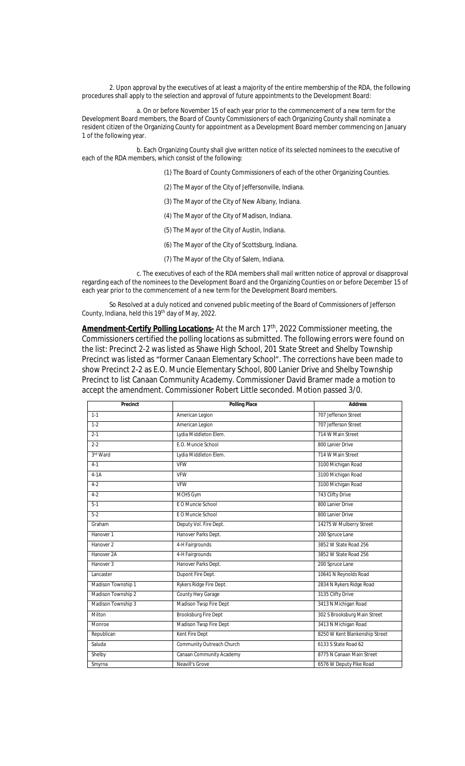2. Upon approval by the executives of at least a majority of the entire membership of the RDA, the following procedures shall apply to the selection and approval of future appointments to the Development Board:

a. On or before November 15 of each year prior to the commencement of a new term for the Development Board members, the Board of County Commissioners of each Organizing County shall nominate a resident citizen of the Organizing County for appointment as a Development Board member commencing on January 1 of the following year.

b. Each Organizing County shall give written notice of its selected nominees to the executive of each of the RDA members, which consist of the following:

(1) The Board of County Commissioners of each of the other Organizing Counties.

(2) The Mayor of the City of Jeffersonville, Indiana.

(3) The Mayor of the City of New Albany, Indiana.

(4) The Mayor of the City of Madison, Indiana.

(5) The Mayor of the City of Austin, Indiana.

(6) The Mayor of the City of Scottsburg, Indiana.

(7) The Mayor of the City of Salem, Indiana.

c. The executives of each of the RDA members shall mail written notice of approval or disapproval regarding each of the nominees to the Development Board and the Organizing Counties on or before December 15 of each year prior to the commencement of a new term for the Development Board members.

So Resolved at a duly noticed and convened public meeting of the Board of Commissioners of Jefferson County, Indiana, held this 19th day of May, 2022.

**Amendment-Certify Polling Locations-** At the March 17th, 2022 Commissioner meeting, the Commissioners certified the polling locations as submitted. The following errors were found on the list: Precinct 2-2 was listed as Shawe High School, 201 State Street and Shelby Township Precinct was listed as "former Canaan Elementary School". The corrections have been made to show Precinct 2-2 as E.O. Muncie Elementary School, 800 Lanier Drive and Shelby Township Precinct to list Canaan Community Academy. Commissioner David Bramer made a motion to accept the amendment. Commissioner Robert Little seconded. Motion passed 3/0.

| Precinct | Polling Place | Address |
|---|---|---|
| 1-1 | American Legion | 707 Jefferson Street |
| 1-2 | American Legion | 707 Jefferson Street |
| 2-1 | Lydia Middleton Elem. | 714 W Main Street |
| 2-2 | E.O. Muncie School | 800 Lanier Drive |
| 3rd Ward | Lydia Middleton Elem. | 714 W Main Street |
| 4-1 | VFW | 3100 Michigan Road |
| 4-1A | VFW | 3100 Michigan Road |
| 4-2 | VFW | 3100 Michigan Road |
| 4-2 | MCHS Gym | 743 Clifty Drive |
| 5-1 | E O Muncie School | 800 Lanier Drive |
| 5-2 | E O Muncie School | 800 Lanier Drive |
| Graham | Deputy Vol. Fire Dept. | 14275 W Mulberry Street |
| Hanover 1 | Hanover Parks Dept. | 200 Spruce Lane |
| Hanover 2 | 4-H Fairgrounds | 3852 W State Road 256 |
| Hanover 2A | 4-H Fairgrounds | 3852 W State Road 256 |
| Hanover 3 | Hanover Parks Dept. | 200 Spruce Lane |
| Lancaster | Dupont Fire Dept. | 10641 N Reynolds Road |
| Madison Township 1 | Rykers Ridge Fire Dept. | 2834 N Rykers Ridge Road |
| Madison Township 2 | County Hwy Garage | 3135 Clifty Drive |
| Madison Township 3 | Madison Twsp Fire Dept | 3413 N Michigan Road |
| Milton | Brooksburg Fire Dept | 302 S Brooksburg Main Street |
| Monroe | Madison Twsp Fire Dept | 3413 N Michigan Road |
| Republican | Kent Fire Dept | 8250 W Kent Blankenship Street |
| Saluda | Community Outreach Church | 6133 S State Road 62 |
| Shelby | Canaan Community Academy | 8775 N Canaan Main Street |
| Smyrna | Neavill's Grove | 6576 W Deputy Pike Road |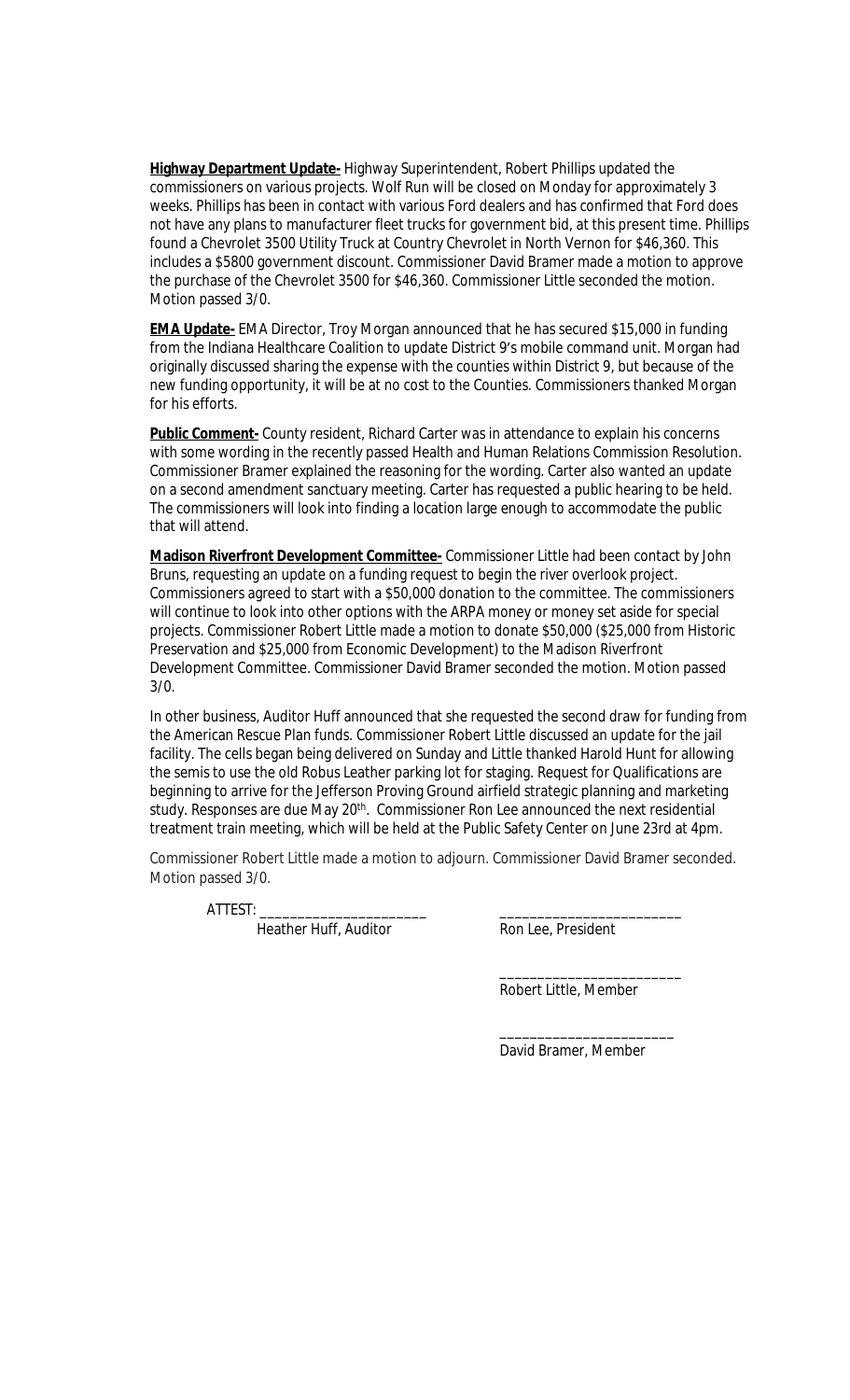**Highway Department Update-** Highway Superintendent, Robert Phillips updated the commissioners on various projects. Wolf Run will be closed on Monday for approximately 3 weeks. Phillips has been in contact with various Ford dealers and has confirmed that Ford does not have any plans to manufacturer fleet trucks for government bid, at this present time. Phillips found a Chevrolet 3500 Utility Truck at Country Chevrolet in North Vernon for $46,360. This includes a $5800 government discount. Commissioner David Bramer made a motion to approve the purchase of the Chevrolet 3500 for $46,360. Commissioner Little seconded the motion. Motion passed 3/0.

**EMA Update-** EMA Director, Troy Morgan announced that he has secured $15,000 in funding from the Indiana Healthcare Coalition to update District 9's mobile command unit. Morgan had originally discussed sharing the expense with the counties within District 9, but because of the new funding opportunity, it will be at no cost to the Counties. Commissioners thanked Morgan for his efforts.

**Public Comment-** County resident, Richard Carter was in attendance to explain his concerns with some wording in the recently passed Health and Human Relations Commission Resolution. Commissioner Bramer explained the reasoning for the wording. Carter also wanted an update on a second amendment sanctuary meeting. Carter has requested a public hearing to be held. The commissioners will look into finding a location large enough to accommodate the public that will attend.

**Madison Riverfront Development Committee-** Commissioner Little had been contact by John Bruns, requesting an update on a funding request to begin the river overlook project. Commissioners agreed to start with a $50,000 donation to the committee. The commissioners will continue to look into other options with the ARPA money or money set aside for special projects. Commissioner Robert Little made a motion to donate $50,000 ($25,000 from Historic Preservation and $25,000 from Economic Development) to the Madison Riverfront Development Committee. Commissioner David Bramer seconded the motion. Motion passed 3/0.

In other business, Auditor Huff announced that she requested the second draw for funding from the American Rescue Plan funds. Commissioner Robert Little discussed an update for the jail facility. The cells began being delivered on Sunday and Little thanked Harold Hunt for allowing the semis to use the old Robus Leather parking lot for staging. Request for Qualifications are beginning to arrive for the Jefferson Proving Ground airfield strategic planning and marketing study. Responses are due May 20th. Commissioner Ron Lee announced the next residential treatment train meeting, which will be held at the Public Safety Center on June 23rd at 4pm.

Commissioner Robert Little made a motion to adjourn. Commissioner David Bramer seconded. Motion passed 3/0.

ATTEST: ______________________ ______________________
Heather Huff, Auditor Ron Lee, President

______________________
Robert Little, Member

______________________
David Bramer, Member